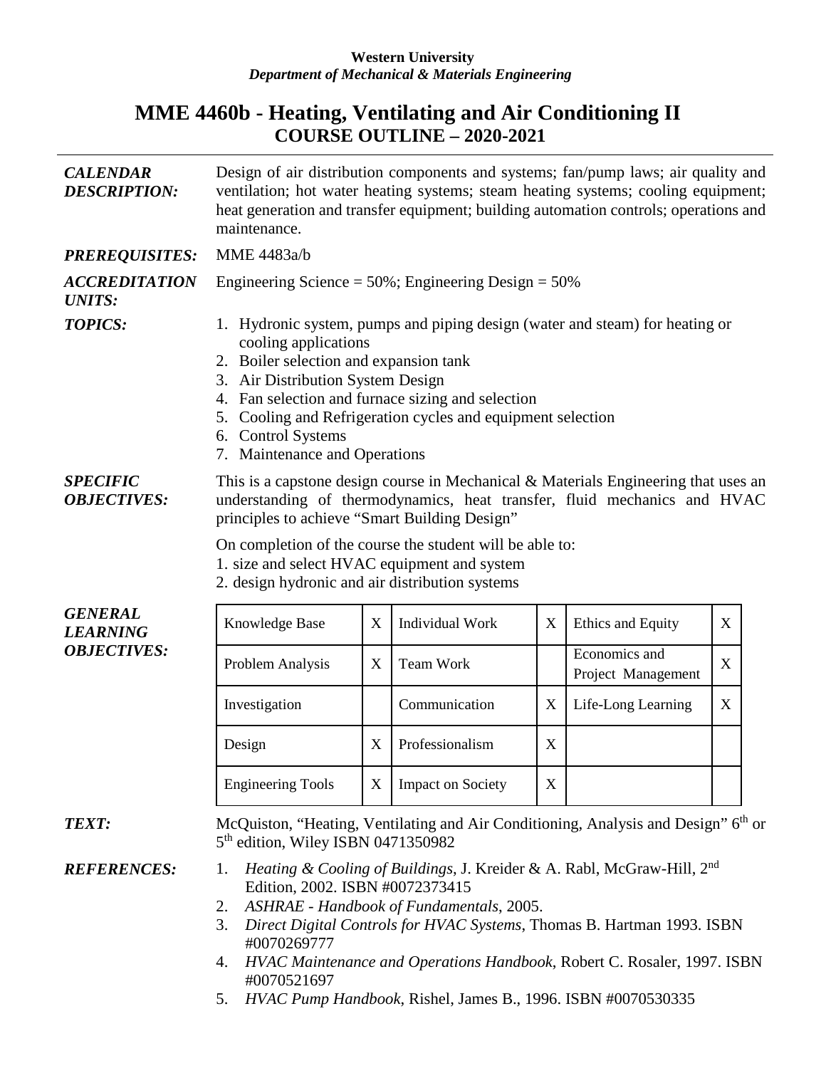**Western University**
***Department of Mechanical & Materials Engineering***

# MME 4460b - Heating, Ventilating and Air Conditioning II
## COURSE OUTLINE – 2020-2021

***CALENDAR DESCRIPTION:*** Design of air distribution components and systems; fan/pump laws; air quality and ventilation; hot water heating systems; steam heating systems; cooling equipment; heat generation and transfer equipment; building automation controls; operations and maintenance.

***PREREQUISITES:*** MME 4483a/b

***ACCREDITATION UNITS:*** Engineering Science = 50%; Engineering Design = 50%

***TOPICS:***

1. Hydronic system, pumps and piping design (water and steam) for heating or cooling applications
2. Boiler selection and expansion tank
3. Air Distribution System Design
4. Fan selection and furnace sizing and selection
5. Cooling and Refrigeration cycles and equipment selection
6. Control Systems
7. Maintenance and Operations

***SPECIFIC OBJECTIVES:*** This is a capstone design course in Mechanical & Materials Engineering that uses an understanding of thermodynamics, heat transfer, fluid mechanics and HVAC principles to achieve "Smart Building Design"

On completion of the course the student will be able to:
1. size and select HVAC equipment and system
2. design hydronic and air distribution systems

***GENERAL LEARNING OBJECTIVES:***

| | | | | | |
|---|---|---|---|---|---|
| Knowledge Base | X | Individual Work | X | Ethics and Equity | X |
| Problem Analysis | X | Team Work | | Economics and Project Management | X |
| Investigation | | Communication | X | Life-Long Learning | X |
| Design | X | Professionalism | X | | |
| Engineering Tools | X | Impact on Society | X | | |

***TEXT:*** McQuiston, "Heating, Ventilating and Air Conditioning, Analysis and Design" 6th or 5th edition, Wiley ISBN 0471350982

***REFERENCES:***

1. *Heating & Cooling of Buildings*, J. Kreider & A. Rabl, McGraw-Hill, 2nd Edition, 2002. ISBN #0072373415
2. *ASHRAE - Handbook of Fundamentals*, 2005.
3. *Direct Digital Controls for HVAC Systems*, Thomas B. Hartman 1993. ISBN #0070269777
4. *HVAC Maintenance and Operations Handbook*, Robert C. Rosaler, 1997. ISBN #0070521697
5. *HVAC Pump Handbook*, Rishel, James B., 1996. ISBN #0070530335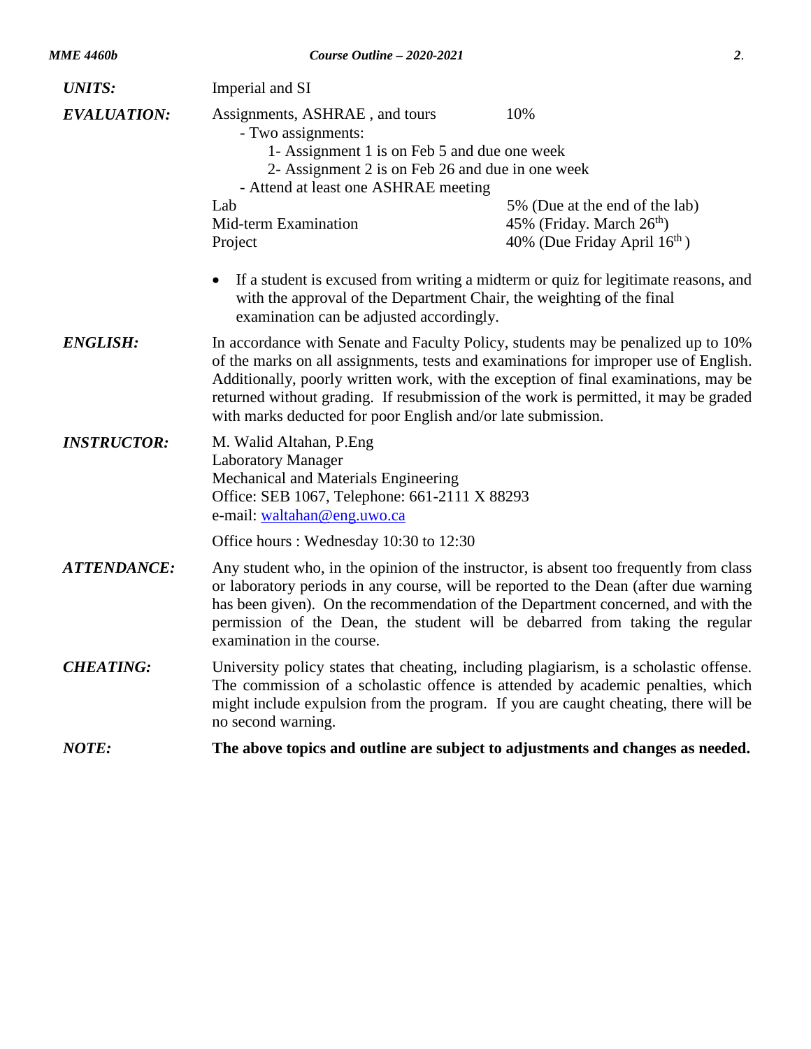***UNITS:*** Imperial and SI

***EVALUATION:***

| | |
|---|---|
| Assignments, ASHRAE , and tours | 10% |
| - Two assignments: | |
| 1- Assignment 1 is on Feb 5 and due one week | |
| 2- Assignment 2 is on Feb 26 and due in one week | |
| - Attend at least one ASHRAE meeting | |
| Lab | 5% (Due at the end of the lab) |
| Mid-term Examination | 45% (Friday. March 26th) |
| Project | 40% (Due Friday April 16th ) |

- If a student is excused from writing a midterm or quiz for legitimate reasons, and with the approval of the Department Chair, the weighting of the final examination can be adjusted accordingly.

***ENGLISH:*** In accordance with Senate and Faculty Policy, students may be penalized up to 10% of the marks on all assignments, tests and examinations for improper use of English. Additionally, poorly written work, with the exception of final examinations, may be returned without grading. If resubmission of the work is permitted, it may be graded with marks deducted for poor English and/or late submission.

***INSTRUCTOR:***

M. Walid Altahan, P.Eng
Laboratory Manager
Mechanical and Materials Engineering
Office: SEB 1067, Telephone: 661-2111 X 88293
e-mail: waltahan@eng.uwo.ca

Office hours : Wednesday 10:30 to 12:30

***ATTENDANCE:*** Any student who, in the opinion of the instructor, is absent too frequently from class or laboratory periods in any course, will be reported to the Dean (after due warning has been given). On the recommendation of the Department concerned, and with the permission of the Dean, the student will be debarred from taking the regular examination in the course.

***CHEATING:*** University policy states that cheating, including plagiarism, is a scholastic offense. The commission of a scholastic offence is attended by academic penalties, which might include expulsion from the program. If you are caught cheating, there will be no second warning.

***NOTE:*** **The above topics and outline are subject to adjustments and changes as needed.**